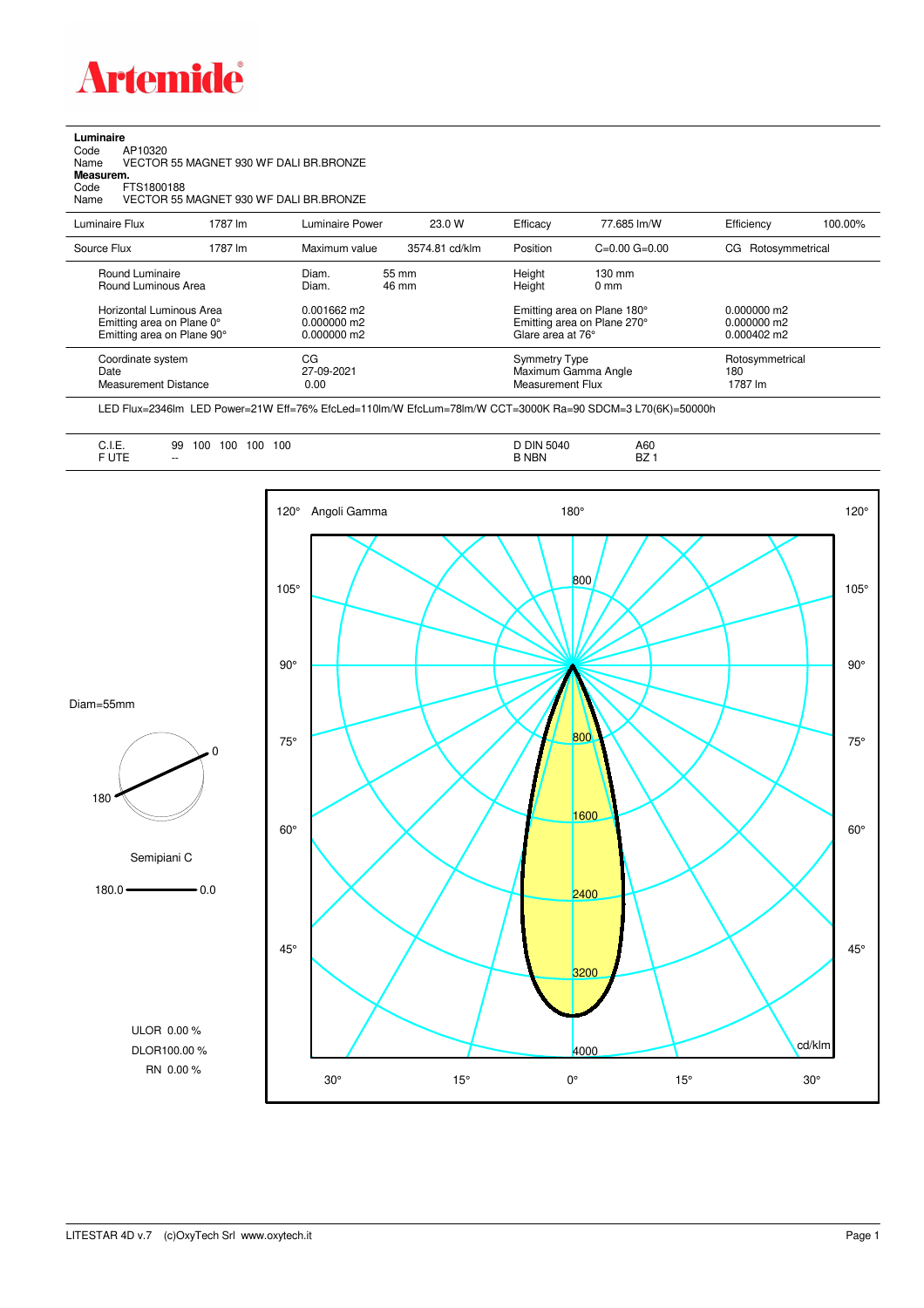**Artemide**

**Luminaire**
Code AP10320
Name VECTOR 55 MAGNET 930 WF DALI BR.BRONZE
**Measurem.**
Code FTS1800188
Name VECTOR 55 MAGNET 930 WF DALI BR.BRONZE

| Luminaire Flux | 1787 lm | Luminaire Power | 23.0 W | Efficacy | 77.685 lm/W | Efficiency | 100.00% |
|---|---|---|---|---|---|---|---|
| Source Flux | 1787 lm | Maximum value | 3574.81 cd/klm | Position | C=0.00 G=0.00 | CG | Rotosymmetrical |

| | | | | |
|---|---|---|---|---|
| Round Luminaire | Diam. 55 mm | Height 130 mm | |
| Round Luminous Area | Diam. 46 mm | Height 0 mm | |
| Horizontal Luminous Area | 0.001662 m2 | Emitting area on Plane 180° | 0.000000 m2 |
| Emitting area on Plane 0° | 0.000000 m2 | Emitting area on Plane 270° | 0.000000 m2 |
| Emitting area on Plane 90° | 0.000000 m2 | Glare area at 76° | 0.000402 m2 |
| Coordinate system | CG | Symmetry Type | Rotosymmetrical |
| Date | 27-09-2021 | Maximum Gamma Angle | 180 |
| Measurement Distance | 0.00 | Measurement Flux | 1787 lm |

LED Flux=2346lm LED Power=21W Eff=76% EfcLed=110lm/W EfcLum=78lm/W CCT=3000K Ra=90 SDCM=3 L70(6K)=50000h

| | | | |
|---|---|---|---|
| C.I.E. | 99 100 100 100 100 | D DIN 5040 | A60 |
| F UTE | -- | B NBN | BZ 1 |

Diam=55mm

Semipiani C

180.0 — 0.0

ULOR 0.00 %
DLOR 100.00 %
RN 0.00 %

Angoli Gamma — cd/klm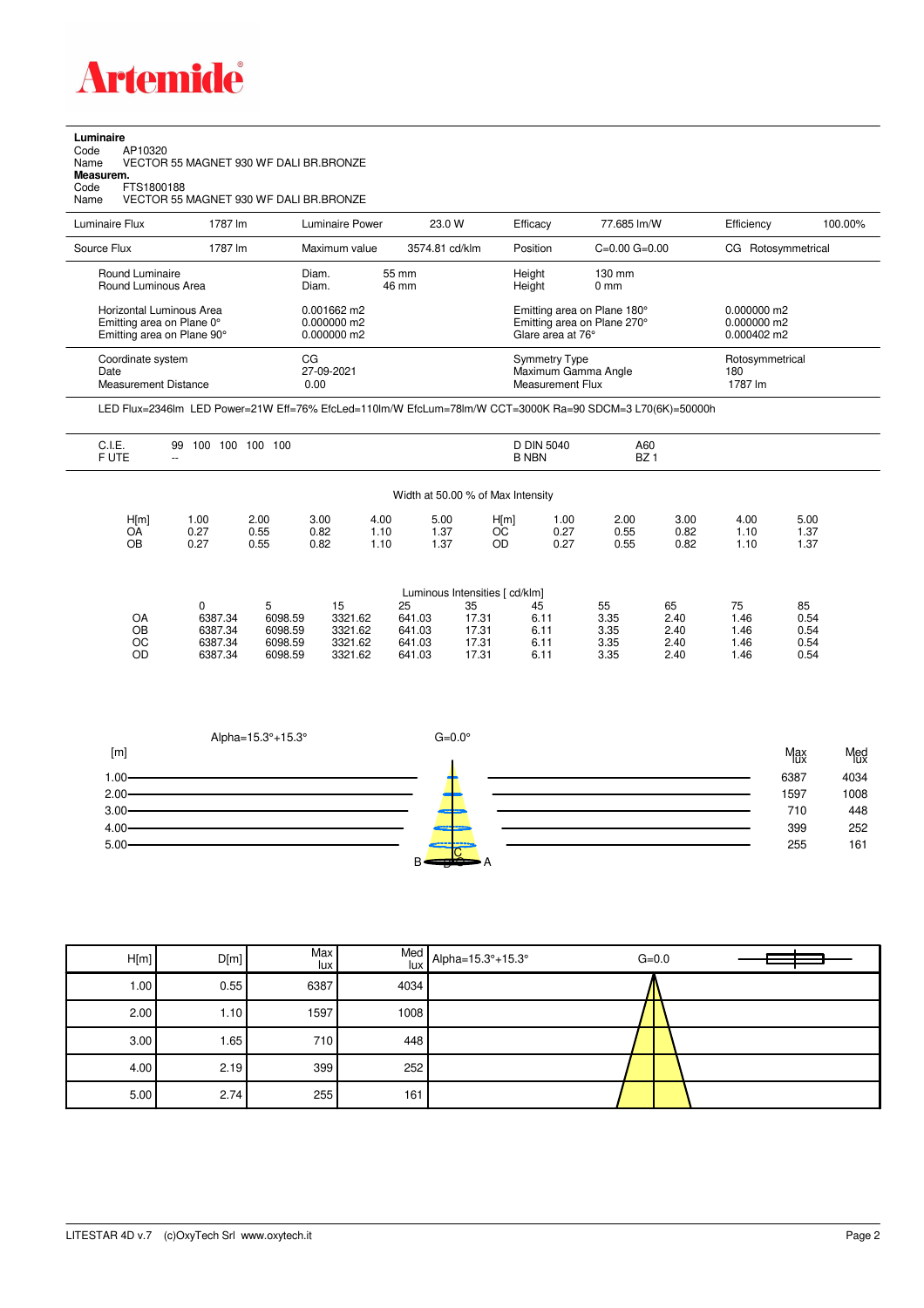Artemide

**Luminaire**
Code AP10320
Name VECTOR 55 MAGNET 930 WF DALI BR.BRONZE
**Measurem.**
Code FTS1800188
Name VECTOR 55 MAGNET 930 WF DALI BR.BRONZE

| | | | | | | | |
|---|---|---|---|---|---|---|---|
| Luminaire Flux | 1787 lm | Luminaire Power | 23.0 W | Efficacy | 77.685 lm/W | Efficiency | 100.00% |
| Source Flux | 1787 lm | Maximum value | 3574.81 cd/klm | Position | C=0.00 G=0.00 | CG | Rotosymmetrical |

| | | | | | |
|---|---|---|---|---|---|
| Round Luminaire | Diam. | 55 mm | Height | 130 mm | |
| Round Luminous Area | Diam. | 46 mm | Height | 0 mm | |
| Horizontal Luminous Area | 0.001662 m2 | | Emitting area on Plane 180° | | 0.000000 m2 |
| Emitting area on Plane 0° | 0.000000 m2 | | Emitting area on Plane 270° | | 0.000000 m2 |
| Emitting area on Plane 90° | 0.000000 m2 | | Glare area at 76° | | 0.000402 m2 |
| Coordinate system | CG | | Symmetry Type | | Rotosymmetrical |
| Date | 27-09-2021 | | Maximum Gamma Angle | | 180 |
| Measurement Distance | 0.00 | | Measurement Flux | | 1787 lm |

LED Flux=2346lm LED Power=21W Eff=76% EfcLed=110lm/W EfcLum=78lm/W CCT=3000K Ra=90 SDCM=3 L70(6K)=50000h

| | | | |
|---|---|---|---|
| C.I.E. | 99 100 100 100 100 | D DIN 5040 | A60 |
| F UTE | -- | B NBN | BZ 1 |

Width at 50.00 % of Max Intensity

| H[m] | 1.00 | 2.00 | 3.00 | 4.00 | 5.00 | H[m] | 1.00 | 2.00 | 3.00 | 4.00 | 5.00 |
|---|---|---|---|---|---|---|---|---|---|---|---|
| OA | 0.27 | 0.55 | 0.82 | 1.10 | 1.37 | OC | 0.27 | 0.55 | 0.82 | 1.10 | 1.37 |
| OB | 0.27 | 0.55 | 0.82 | 1.10 | 1.37 | OD | 0.27 | 0.55 | 0.82 | 1.10 | 1.37 |

Luminous Intensities [ cd/klm]

| | 0 | 5 | 15 | 25 | 35 | 45 | 55 | 65 | 75 | 85 |
|---|---|---|---|---|---|---|---|---|---|---|
| OA | 6387.34 | 6098.59 | 3321.62 | 641.03 | 17.31 | 6.11 | 3.35 | 2.40 | 1.46 | 0.54 |
| OB | 6387.34 | 6098.59 | 3321.62 | 641.03 | 17.31 | 6.11 | 3.35 | 2.40 | 1.46 | 0.54 |
| OC | 6387.34 | 6098.59 | 3321.62 | 641.03 | 17.31 | 6.11 | 3.35 | 2.40 | 1.46 | 0.54 |
| OD | 6387.34 | 6098.59 | 3321.62 | 641.03 | 17.31 | 6.11 | 3.35 | 2.40 | 1.46 | 0.54 |

Alpha=15.3°+15.3°
G=0.0°
[m]
Max lux
Med lux
1.00 6387 4034
2.00 1597 1008
3.00 710 448
4.00 399 252
5.00 255 161
B C D A

| H[m] | D[m] | Max lux | Med lux | Alpha=15.3°+15.3° | G=0.0 |
|---|---|---|---|---|---|
| 1.00 | 0.55 | 6387 | 4034 | | |
| 2.00 | 1.10 | 1597 | 1008 | | |
| 3.00 | 1.65 | 710 | 448 | | |
| 4.00 | 2.19 | 399 | 252 | | |
| 5.00 | 2.74 | 255 | 161 | | |

LITESTAR 4D v.7 (c)OxyTech Srl www.oxytech.it